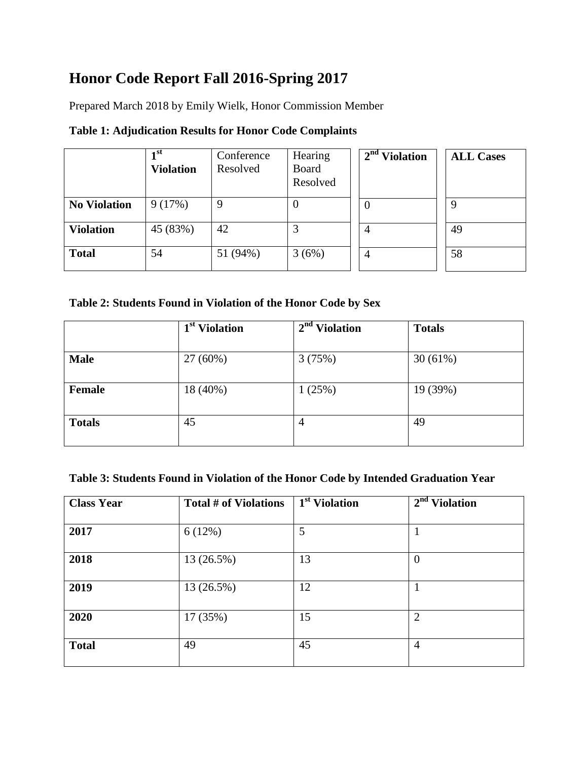# Honor Code Report Fall 2016-Spring 2017

Prepared March 2018 by Emily Wielk, Honor Commission Member

**Table 1: Adjudication Results for Honor Code Complaints**

| | **1st Violation** | Conference Resolved | Hearing Board Resolved | **2nd Violation** | **ALL Cases** |
|---|---|---|---|---|---|
| **No Violation** | 9 (17%) | 9 | 0 | 0 | 9 |
| **Violation** | 45 (83%) | 42 | 3 | 4 | 49 |
| **Total** | 54 | 51 (94%) | 3 (6%) | 4 | 58 |

**Table 2: Students Found in Violation of the Honor Code by Sex**

| | **1st Violation** | **2nd Violation** | **Totals** |
|---|---|---|---|
| **Male** | 27 (60%) | 3 (75%) | 30 (61%) |
| **Female** | 18 (40%) | 1 (25%) | 19 (39%) |
| **Totals** | 45 | 4 | 49 |

**Table 3: Students Found in Violation of the Honor Code by Intended Graduation Year**

| **Class Year** | **Total # of Violations** | **1st Violation** | **2nd Violation** |
|---|---|---|---|
| **2017** | 6 (12%) | 5 | 1 |
| **2018** | 13 (26.5%) | 13 | 0 |
| **2019** | 13 (26.5%) | 12 | 1 |
| **2020** | 17 (35%) | 15 | 2 |
| **Total** | 49 | 45 | 4 |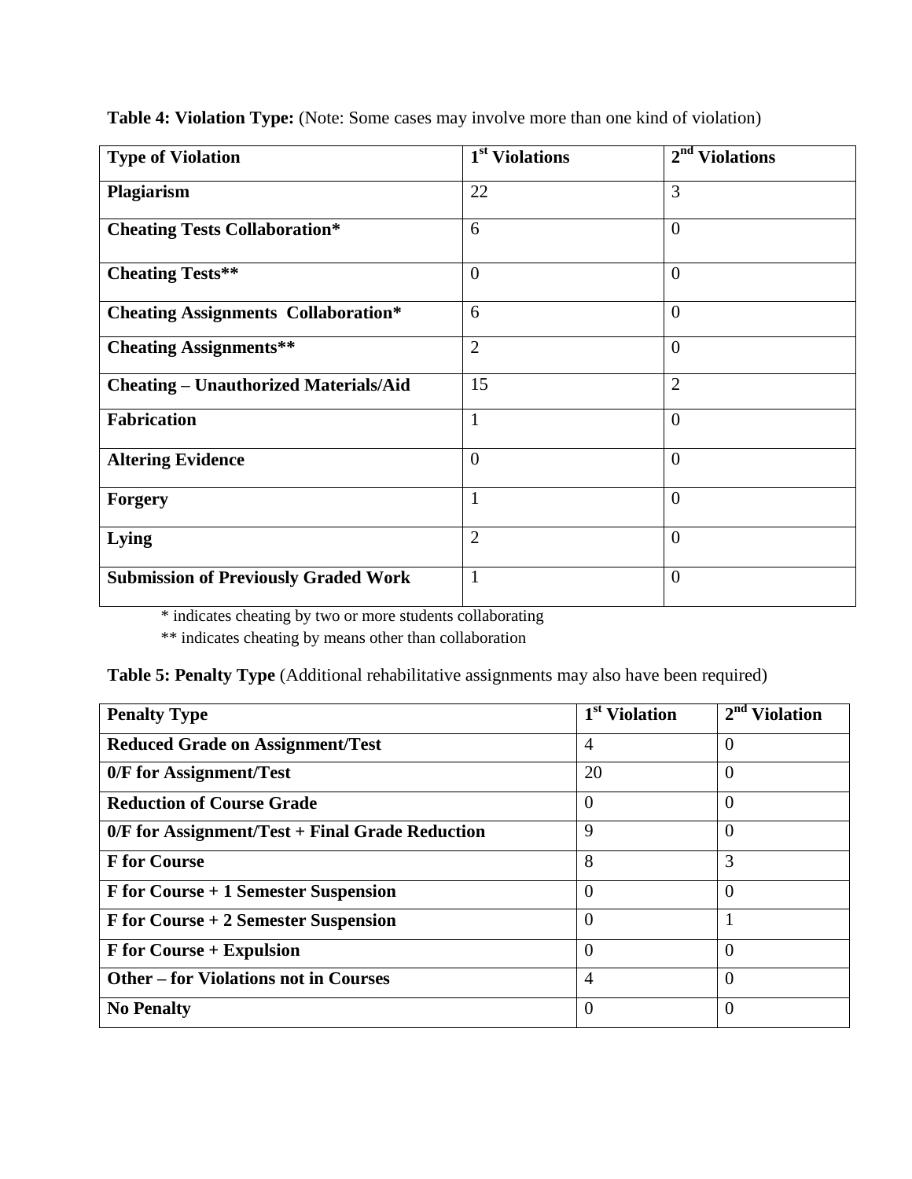**Table 4: Violation Type:** (Note: Some cases may involve more than one kind of violation)

| Type of Violation | 1st Violations | 2nd Violations |
|---|---|---|
| **Plagiarism** | 22 | 3 |
| **Cheating Tests Collaboration*** | 6 | 0 |
| **Cheating Tests**** | 0 | 0 |
| **Cheating Assignments Collaboration*** | 6 | 0 |
| **Cheating Assignments**** | 2 | 0 |
| **Cheating – Unauthorized Materials/Aid** | 15 | 2 |
| **Fabrication** | 1 | 0 |
| **Altering Evidence** | 0 | 0 |
| **Forgery** | 1 | 0 |
| **Lying** | 2 | 0 |
| **Submission of Previously Graded Work** | 1 | 0 |

\* indicates cheating by two or more students collaborating

\*\* indicates cheating by means other than collaboration

**Table 5: Penalty Type** (Additional rehabilitative assignments may also have been required)

| Penalty Type | 1st Violation | 2nd Violation |
|---|---|---|
| **Reduced Grade on Assignment/Test** | 4 | 0 |
| **0/F for Assignment/Test** | 20 | 0 |
| **Reduction of Course Grade** | 0 | 0 |
| **0/F for Assignment/Test + Final Grade Reduction** | 9 | 0 |
| **F for Course** | 8 | 3 |
| **F for Course + 1 Semester Suspension** | 0 | 0 |
| **F for Course + 2 Semester Suspension** | 0 | 1 |
| **F for Course + Expulsion** | 0 | 0 |
| **Other – for Violations not in Courses** | 4 | 0 |
| **No Penalty** | 0 | 0 |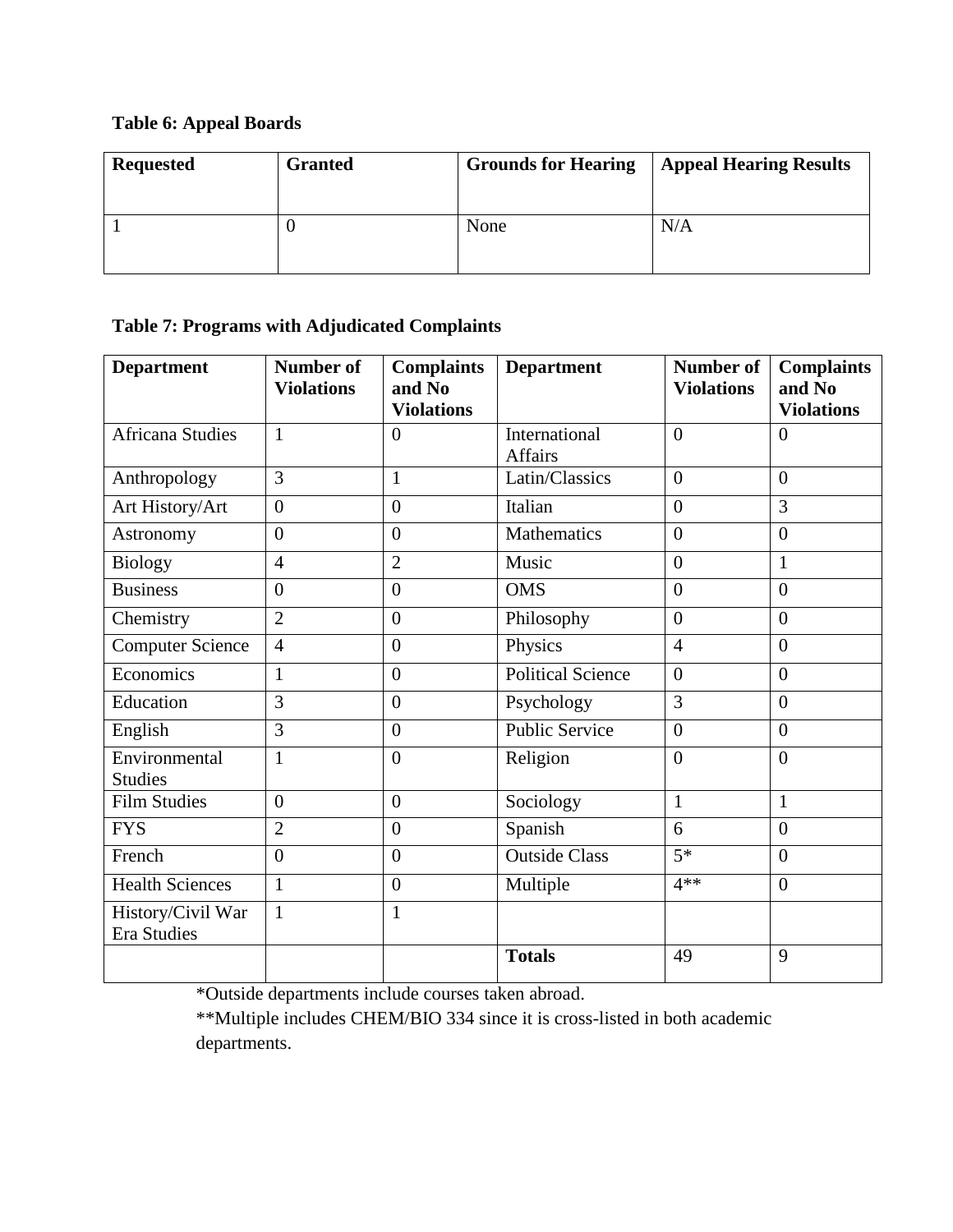**Table 6: Appeal Boards**

| Requested | Granted | Grounds for Hearing | Appeal Hearing Results |
|---|---|---|---|
| 1 | 0 | None | N/A |

**Table 7: Programs with Adjudicated Complaints**

| Department | Number of Violations | Complaints and No Violations | Department | Number of Violations | Complaints and No Violations |
|---|---|---|---|---|---|
| Africana Studies | 1 | 0 | International Affairs | 0 | 0 |
| Anthropology | 3 | 1 | Latin/Classics | 0 | 0 |
| Art History/Art | 0 | 0 | Italian | 0 | 3 |
| Astronomy | 0 | 0 | Mathematics | 0 | 0 |
| Biology | 4 | 2 | Music | 0 | 1 |
| Business | 0 | 0 | OMS | 0 | 0 |
| Chemistry | 2 | 0 | Philosophy | 0 | 0 |
| Computer Science | 4 | 0 | Physics | 4 | 0 |
| Economics | 1 | 0 | Political Science | 0 | 0 |
| Education | 3 | 0 | Psychology | 3 | 0 |
| English | 3 | 0 | Public Service | 0 | 0 |
| Environmental Studies | 1 | 0 | Religion | 0 | 0 |
| Film Studies | 0 | 0 | Sociology | 1 | 1 |
| FYS | 2 | 0 | Spanish | 6 | 0 |
| French | 0 | 0 | Outside Class | 5* | 0 |
| Health Sciences | 1 | 0 | Multiple | 4** | 0 |
| History/Civil War Era Studies | 1 | 1 | | | |
| | | | **Totals** | 49 | 9 |

*Outside departments include courses taken abroad.

**Multiple includes CHEM/BIO 334 since it is cross-listed in both academic departments.